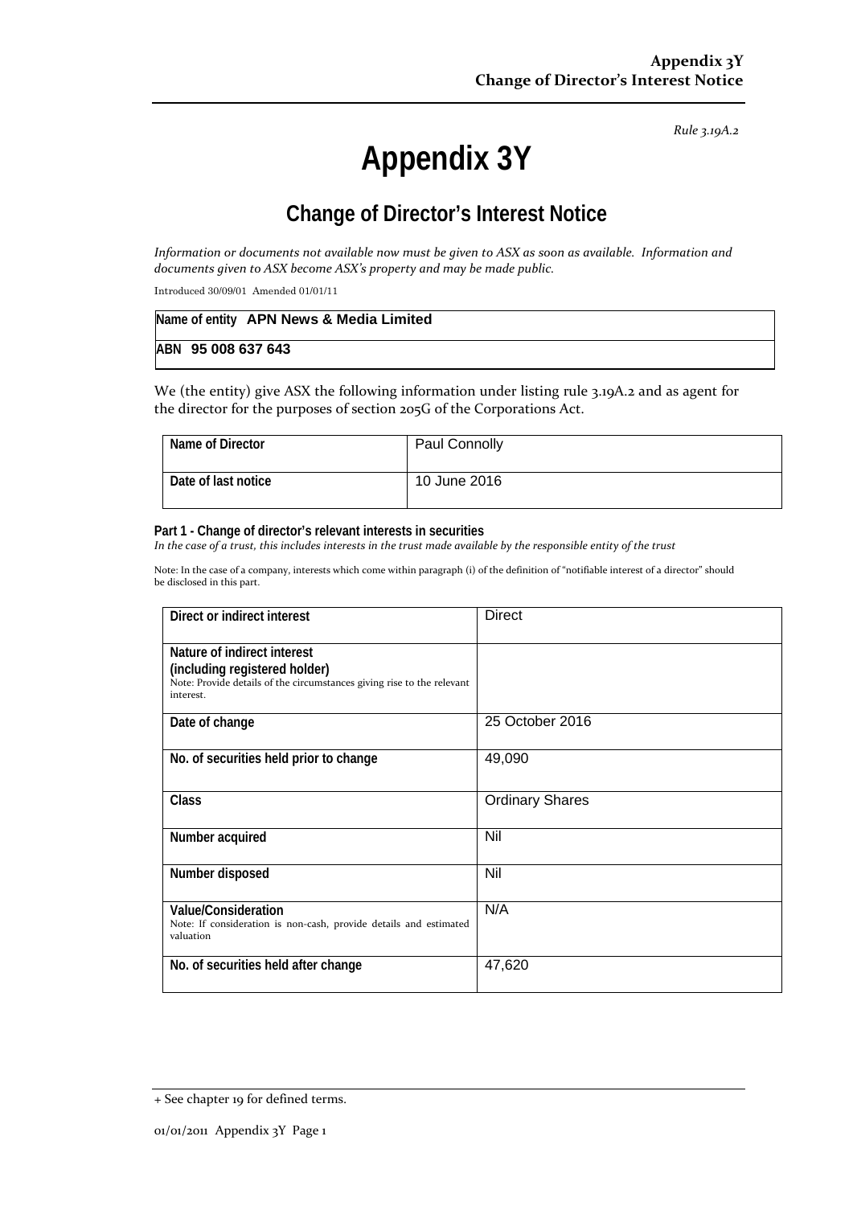*Rule 3.19A.2*

# Appendix 3Y

## Change of Director's Interest Notice

*Information or documents not available now must be given to ASX as soon as available. Information and documents given to ASX become ASX's property and may be made public.*

Introduced 30/09/01 Amended 01/01/11

| | |
|---|---|
| **Name of entity** | **APN News & Media Limited** |
| **ABN** | **95 008 637 643** |

We (the entity) give ASX the following information under listing rule 3.19A.2 and as agent for the director for the purposes of section 205G of the Corporations Act.

| | |
|---|---|
| **Name of Director** | Paul Connolly |
| **Date of last notice** | 10 June 2016 |

**Part 1 - Change of director's relevant interests in securities**
*In the case of a trust, this includes interests in the trust made available by the responsible entity of the trust*

Note: In the case of a company, interests which come within paragraph (i) of the definition of "notifiable interest of a director" should be disclosed in this part.

| | |
|---|---|
| **Direct or indirect interest** | Direct |
| **Nature of indirect interest (including registered holder)** Note: Provide details of the circumstances giving rise to the relevant interest. | |
| **Date of change** | 25 October 2016 |
| **No. of securities held prior to change** | 49,090 |
| **Class** | Ordinary Shares |
| **Number acquired** | Nil |
| **Number disposed** | Nil |
| **Value/Consideration** Note: If consideration is non-cash, provide details and estimated valuation | N/A |
| **No. of securities held after change** | 47,620 |

+ See chapter 19 for defined terms.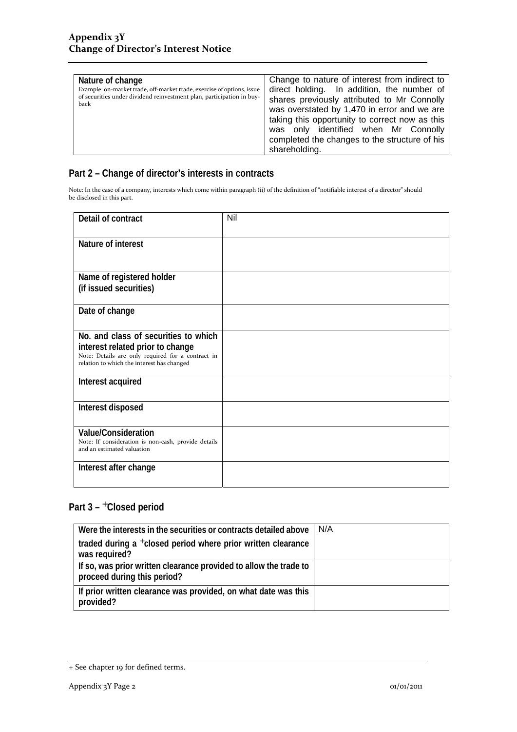| | |
|---|---|
| **Nature of change**<br>Example: on-market trade, off-market trade, exercise of options, issue of securities under dividend reinvestment plan, participation in buy-back | Change to nature of interest from indirect to direct holding. In addition, the number of shares previously attributed to Mr Connolly was overstated by 1,470 in error and we are taking this opportunity to correct now as this was only identified when Mr Connolly completed the changes to the structure of his shareholding. |

## Part 2 – Change of director's interests in contracts

Note: In the case of a company, interests which come within paragraph (ii) of the definition of "notifiable interest of a director" should be disclosed in this part.

| | |
|---|---|
| **Detail of contract** | Nil |
| **Nature of interest** | |
| **Name of registered holder (if issued securities)** | |
| **Date of change** | |
| **No. and class of securities to which interest related prior to change**<br>Note: Details are only required for a contract in relation to which the interest has changed | |
| **Interest acquired** | |
| **Interest disposed** | |
| **Value/Consideration**<br>Note: If consideration is non-cash, provide details and an estimated valuation | |
| **Interest after change** | |

## Part 3 – +Closed period

| | |
|---|---|
| **Were the interests in the securities or contracts detailed above traded during a +closed period where prior written clearance was required?** | N/A |
| **If so, was prior written clearance provided to allow the trade to proceed during this period?** | |
| **If prior written clearance was provided, on what date was this provided?** | |

+ See chapter 19 for defined terms.